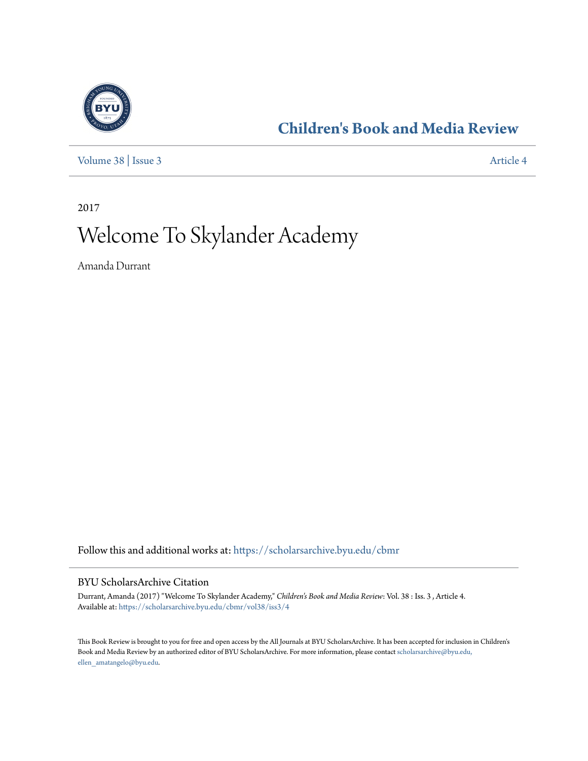## Children's Book and Media Review

Volume 38 | Issue 3 | Article 4

2017

# Welcome To Skylander Academy

Amanda Durrant

Follow this and additional works at: https://scholarsarchive.byu.edu/cbmr

### BYU ScholarsArchive Citation

Durrant, Amanda (2017) "Welcome To Skylander Academy," *Children's Book and Media Review*: Vol. 38 : Iss. 3 , Article 4.
Available at: https://scholarsarchive.byu.edu/cbmr/vol38/iss3/4

This Book Review is brought to you for free and open access by the All Journals at BYU ScholarsArchive. It has been accepted for inclusion in Children's Book and Media Review by an authorized editor of BYU ScholarsArchive. For more information, please contact scholarsarchive@byu.edu, ellen_amatangelo@byu.edu.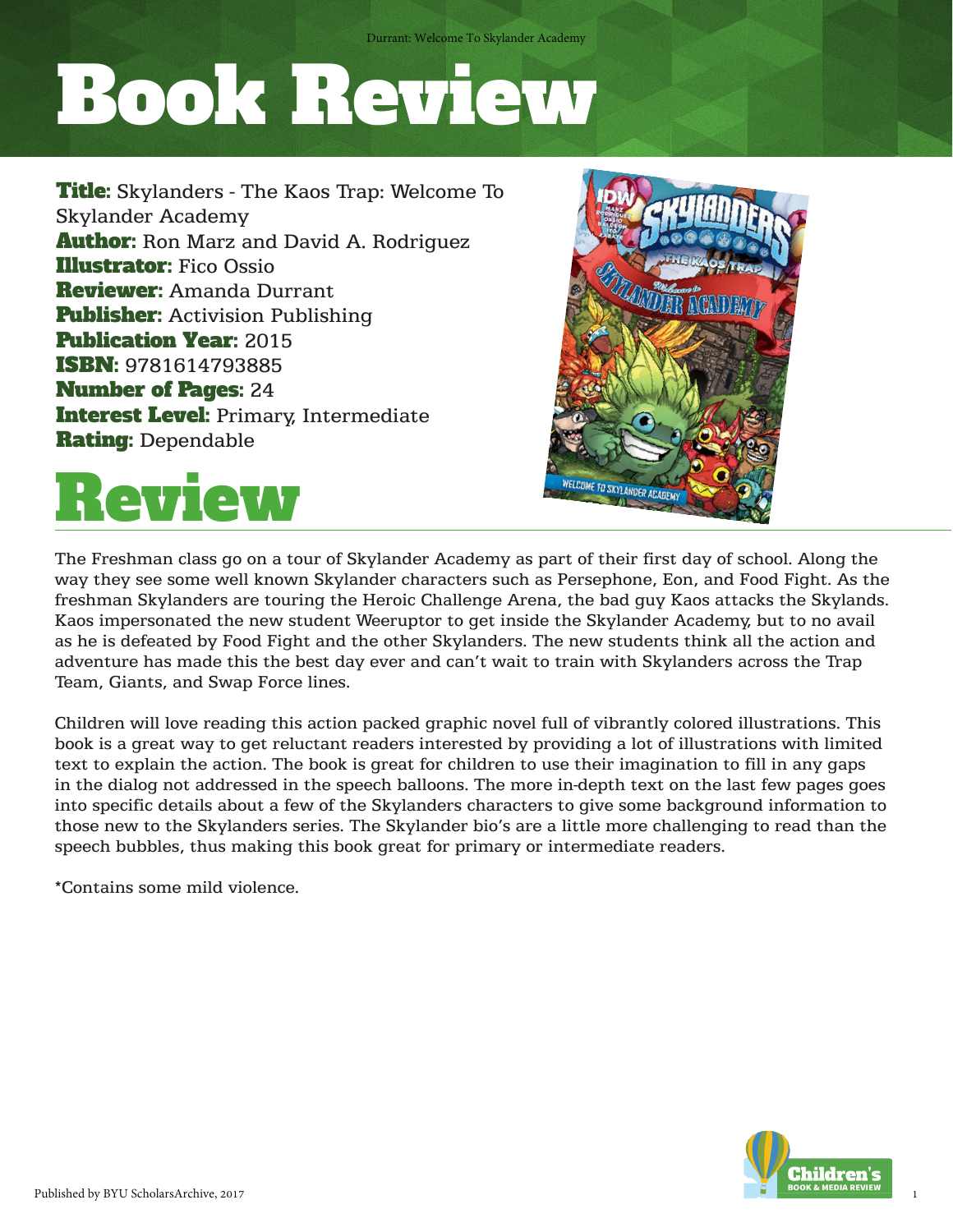# Book Review

**Title**: Skylanders - The Kaos Trap: Welcome To Skylander Academy
**Author**: Ron Marz and David A. Rodriguez
**Illustrator**: Fico Ossio
**Reviewer**: Amanda Durrant
**Publisher**: Activision Publishing
**Publication Year**: 2015
**ISBN**: 9781614793885
**Number of Pages**: 24
**Interest Level**: Primary, Intermediate
**Rating**: Dependable

# Review

The Freshman class go on a tour of Skylander Academy as part of their first day of school. Along the way they see some well known Skylander characters such as Persephone, Eon, and Food Fight. As the freshman Skylanders are touring the Heroic Challenge Arena, the bad guy Kaos attacks the Skylands. Kaos impersonated the new student Weeruptor to get inside the Skylander Academy, but to no avail as he is defeated by Food Fight and the other Skylanders. The new students think all the action and adventure has made this the best day ever and can't wait to train with Skylanders across the Trap Team, Giants, and Swap Force lines.

Children will love reading this action packed graphic novel full of vibrantly colored illustrations. This book is a great way to get reluctant readers interested by providing a lot of illustrations with limited text to explain the action. The book is great for children to use their imagination to fill in any gaps in the dialog not addressed in the speech balloons. The more in-depth text on the last few pages goes into specific details about a few of the Skylanders characters to give some background information to those new to the Skylanders series. The Skylander bio's are a little more challenging to read than the speech bubbles, thus making this book great for primary or intermediate readers.

*Contains some mild violence.